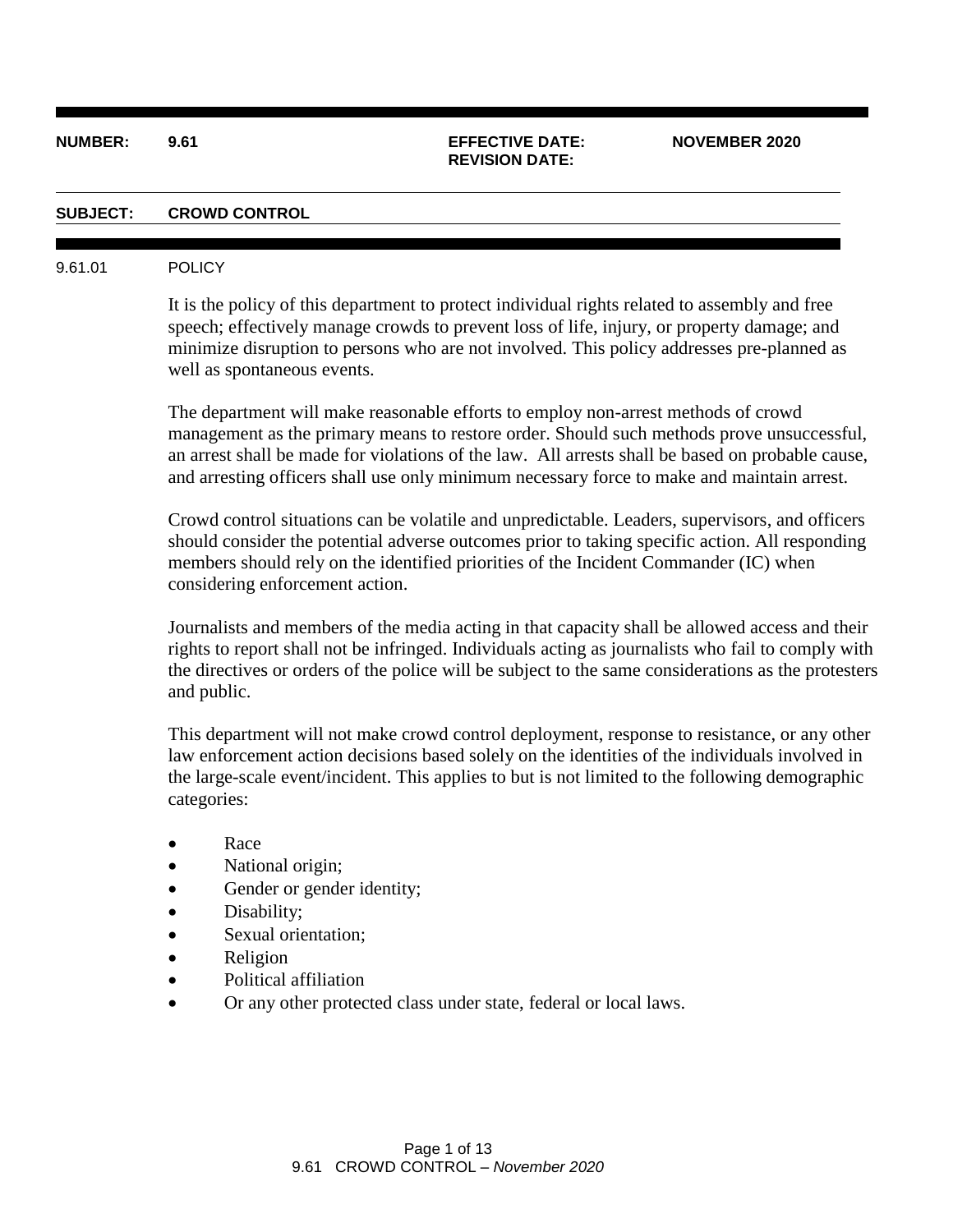**NUMBER:** 9.61 **EFFECTIVE DATE:** NOVEMBER 2020
**REVISION DATE:**

**SUBJECT:** **CROWD CONTROL**

9.61.01 POLICY

It is the policy of this department to protect individual rights related to assembly and free speech; effectively manage crowds to prevent loss of life, injury, or property damage; and minimize disruption to persons who are not involved. This policy addresses pre-planned as well as spontaneous events.

The department will make reasonable efforts to employ non-arrest methods of crowd management as the primary means to restore order. Should such methods prove unsuccessful, an arrest shall be made for violations of the law. All arrests shall be based on probable cause, and arresting officers shall use only minimum necessary force to make and maintain arrest.

Crowd control situations can be volatile and unpredictable. Leaders, supervisors, and officers should consider the potential adverse outcomes prior to taking specific action. All responding members should rely on the identified priorities of the Incident Commander (IC) when considering enforcement action.

Journalists and members of the media acting in that capacity shall be allowed access and their rights to report shall not be infringed. Individuals acting as journalists who fail to comply with the directives or orders of the police will be subject to the same considerations as the protesters and public.

This department will not make crowd control deployment, response to resistance, or any other law enforcement action decisions based solely on the identities of the individuals involved in the large-scale event/incident. This applies to but is not limited to the following demographic categories:

- Race
- National origin;
- Gender or gender identity;
- Disability;
- Sexual orientation;
- Religion
- Political affiliation
- Or any other protected class under state, federal or local laws.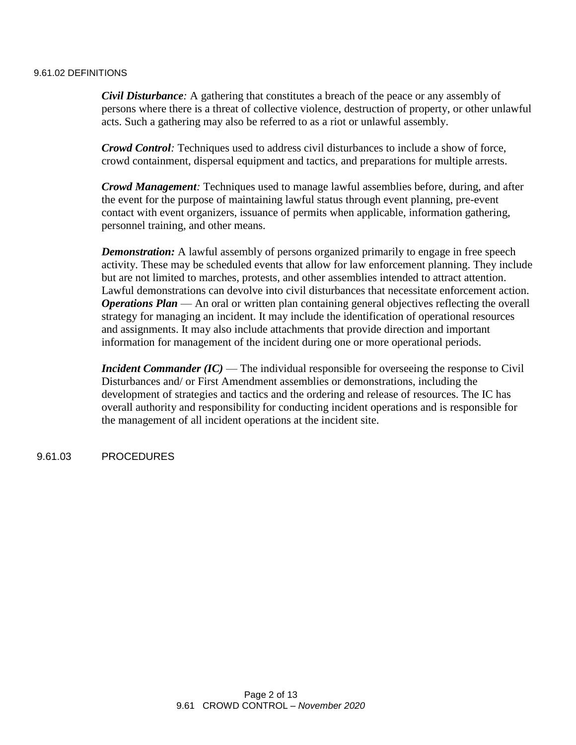## 9.61.02 DEFINITIONS

***Civil Disturbance****:* A gathering that constitutes a breach of the peace or any assembly of persons where there is a threat of collective violence, destruction of property, or other unlawful acts. Such a gathering may also be referred to as a riot or unlawful assembly.

***Crowd Control****:* Techniques used to address civil disturbances to include a show of force, crowd containment, dispersal equipment and tactics, and preparations for multiple arrests.

***Crowd Management****:* Techniques used to manage lawful assemblies before, during, and after the event for the purpose of maintaining lawful status through event planning, pre-event contact with event organizers, issuance of permits when applicable, information gathering, personnel training, and other means.

***Demonstration:*** A lawful assembly of persons organized primarily to engage in free speech activity. These may be scheduled events that allow for law enforcement planning. They include but are not limited to marches, protests, and other assemblies intended to attract attention. Lawful demonstrations can devolve into civil disturbances that necessitate enforcement action.
***Operations Plan*** — An oral or written plan containing general objectives reflecting the overall strategy for managing an incident. It may include the identification of operational resources and assignments. It may also include attachments that provide direction and important information for management of the incident during one or more operational periods.

***Incident Commander (IC)*** — The individual responsible for overseeing the response to Civil Disturbances and/ or First Amendment assemblies or demonstrations, including the development of strategies and tactics and the ordering and release of resources. The IC has overall authority and responsibility for conducting incident operations and is responsible for the management of all incident operations at the incident site.

## 9.61.03 PROCEDURES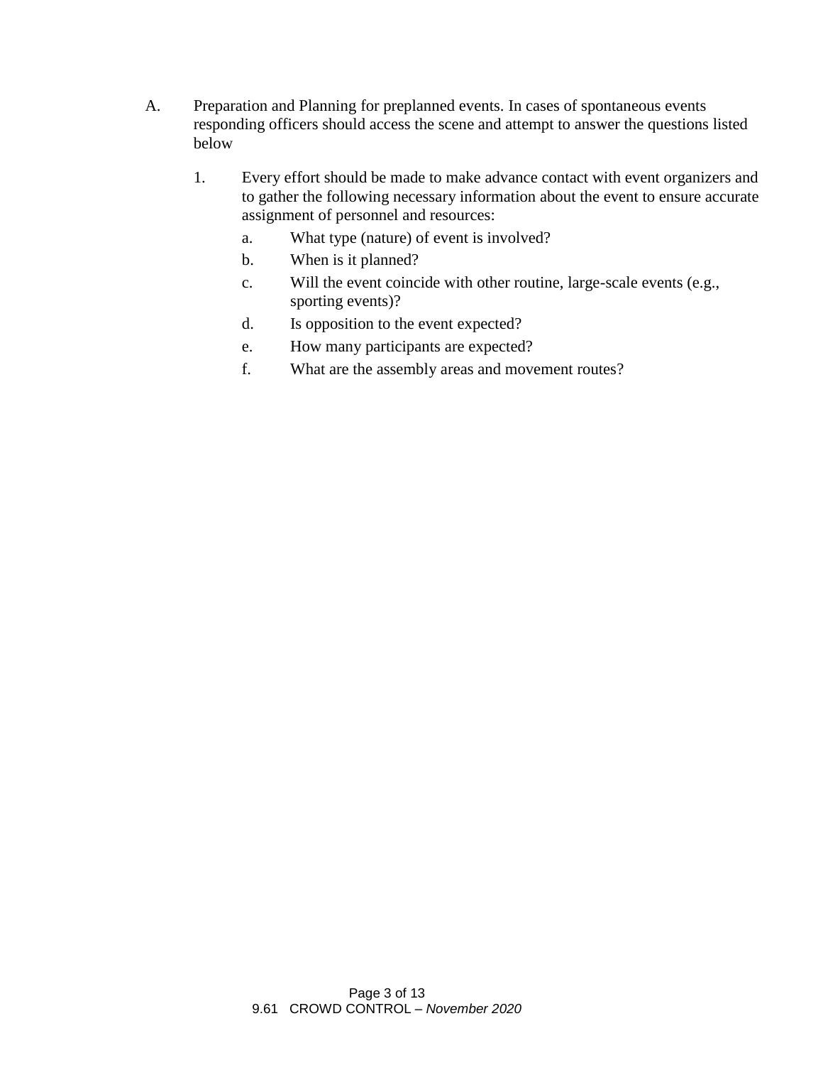A. Preparation and Planning for preplanned events. In cases of spontaneous events responding officers should access the scene and attempt to answer the questions listed below

   1. Every effort should be made to make advance contact with event organizers and to gather the following necessary information about the event to ensure accurate assignment of personnel and resources:

      a. What type (nature) of event is involved?

      b. When is it planned?

      c. Will the event coincide with other routine, large-scale events (e.g., sporting events)?

      d. Is opposition to the event expected?

      e. How many participants are expected?

      f. What are the assembly areas and movement routes?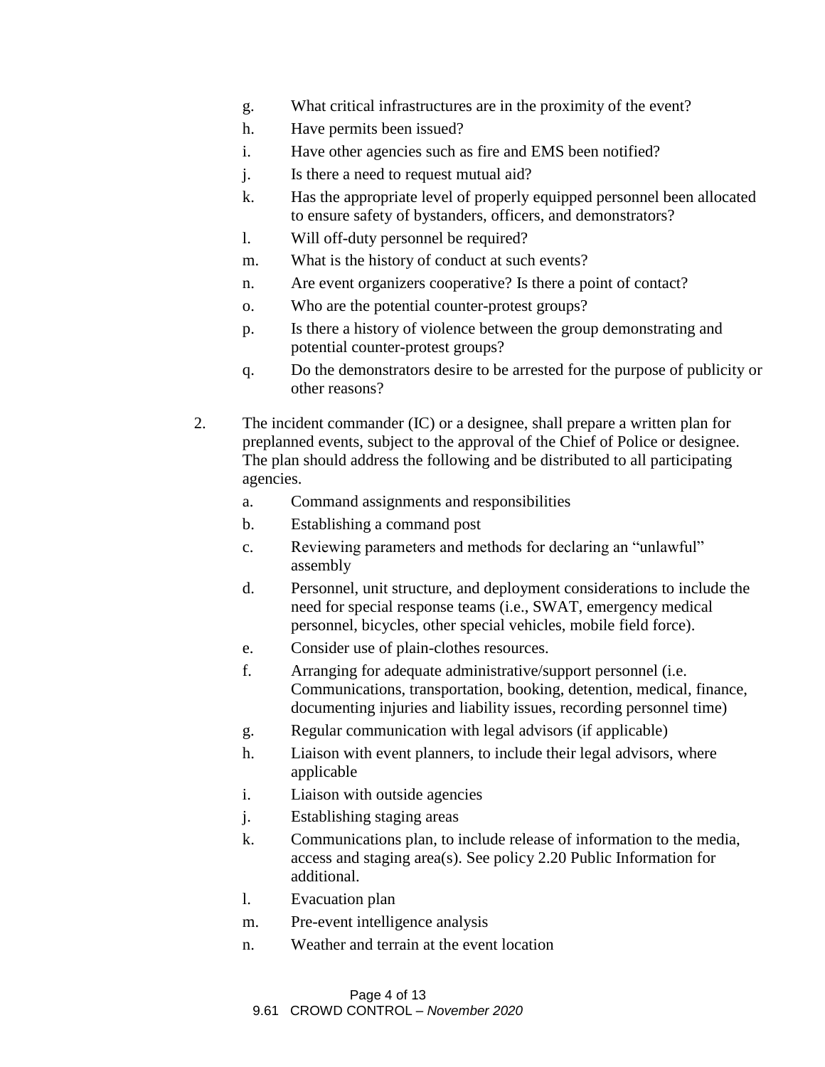g. What critical infrastructures are in the proximity of the event?

h. Have permits been issued?

i. Have other agencies such as fire and EMS been notified?

j. Is there a need to request mutual aid?

k. Has the appropriate level of properly equipped personnel been allocated to ensure safety of bystanders, officers, and demonstrators?

l. Will off-duty personnel be required?

m. What is the history of conduct at such events?

n. Are event organizers cooperative? Is there a point of contact?

o. Who are the potential counter-protest groups?

p. Is there a history of violence between the group demonstrating and potential counter-protest groups?

q. Do the demonstrators desire to be arrested for the purpose of publicity or other reasons?

2. The incident commander (IC) or a designee, shall prepare a written plan for preplanned events, subject to the approval of the Chief of Police or designee. The plan should address the following and be distributed to all participating agencies.

   a. Command assignments and responsibilities

   b. Establishing a command post

   c. Reviewing parameters and methods for declaring an "unlawful" assembly

   d. Personnel, unit structure, and deployment considerations to include the need for special response teams (i.e., SWAT, emergency medical personnel, bicycles, other special vehicles, mobile field force).

   e. Consider use of plain-clothes resources.

   f. Arranging for adequate administrative/support personnel (i.e. Communications, transportation, booking, detention, medical, finance, documenting injuries and liability issues, recording personnel time)

   g. Regular communication with legal advisors (if applicable)

   h. Liaison with event planners, to include their legal advisors, where applicable

   i. Liaison with outside agencies

   j. Establishing staging areas

   k. Communications plan, to include release of information to the media, access and staging area(s). See policy 2.20 Public Information for additional.

   l. Evacuation plan

   m. Pre-event intelligence analysis

   n. Weather and terrain at the event location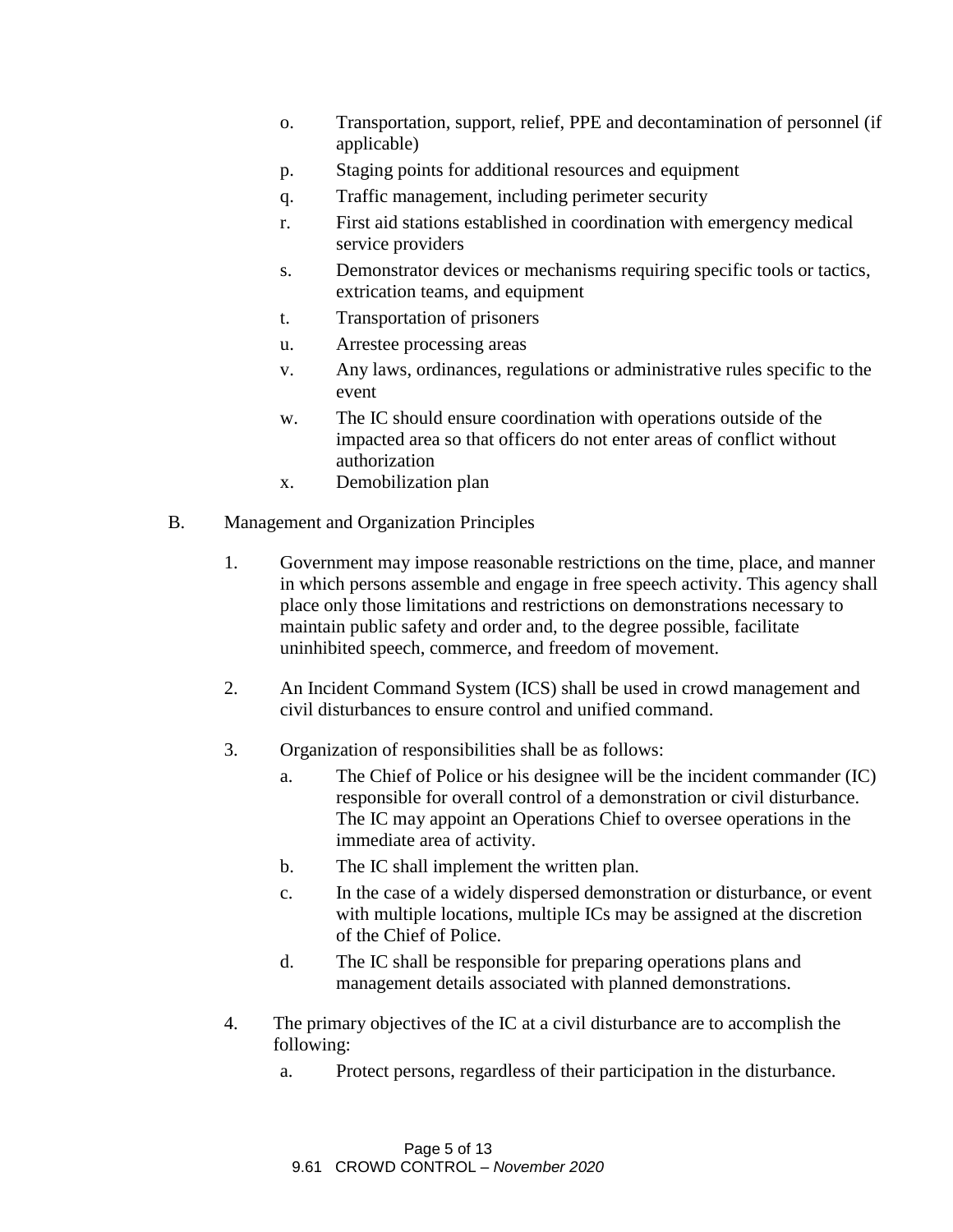o. Transportation, support, relief, PPE and decontamination of personnel (if applicable)

p. Staging points for additional resources and equipment

q. Traffic management, including perimeter security

r. First aid stations established in coordination with emergency medical service providers

s. Demonstrator devices or mechanisms requiring specific tools or tactics, extrication teams, and equipment

t. Transportation of prisoners

u. Arrestee processing areas

v. Any laws, ordinances, regulations or administrative rules specific to the event

w. The IC should ensure coordination with operations outside of the impacted area so that officers do not enter areas of conflict without authorization

x. Demobilization plan

B. Management and Organization Principles

1. Government may impose reasonable restrictions on the time, place, and manner in which persons assemble and engage in free speech activity. This agency shall place only those limitations and restrictions on demonstrations necessary to maintain public safety and order and, to the degree possible, facilitate uninhibited speech, commerce, and freedom of movement.

2. An Incident Command System (ICS) shall be used in crowd management and civil disturbances to ensure control and unified command.

3. Organization of responsibilities shall be as follows:

   a. The Chief of Police or his designee will be the incident commander (IC) responsible for overall control of a demonstration or civil disturbance. The IC may appoint an Operations Chief to oversee operations in the immediate area of activity.

   b. The IC shall implement the written plan.

   c. In the case of a widely dispersed demonstration or disturbance, or event with multiple locations, multiple ICs may be assigned at the discretion of the Chief of Police.

   d. The IC shall be responsible for preparing operations plans and management details associated with planned demonstrations.

4. The primary objectives of the IC at a civil disturbance are to accomplish the following:

   a. Protect persons, regardless of their participation in the disturbance.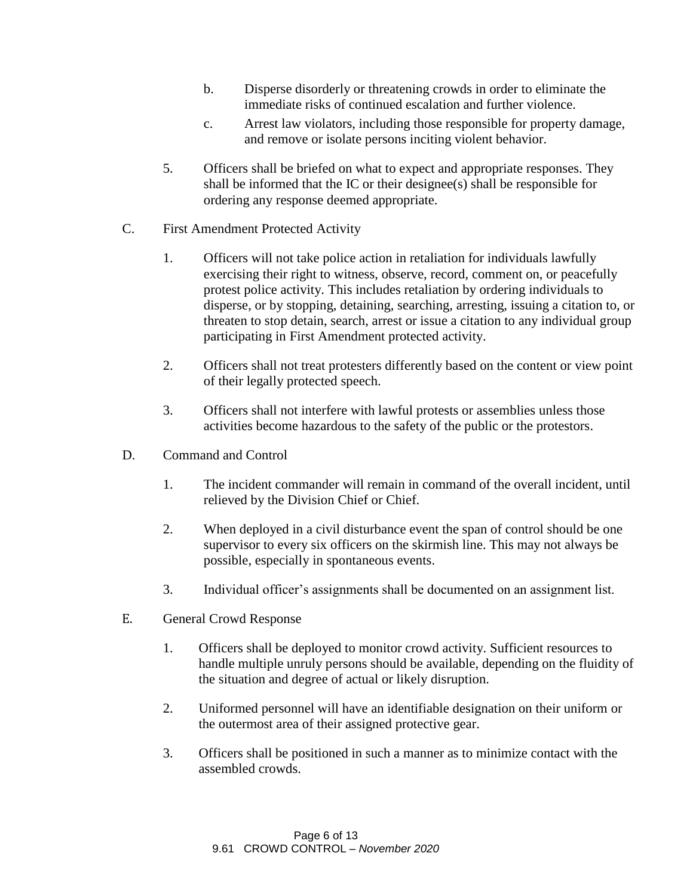b. Disperse disorderly or threatening crowds in order to eliminate the immediate risks of continued escalation and further violence.

c. Arrest law violators, including those responsible for property damage, and remove or isolate persons inciting violent behavior.

5. Officers shall be briefed on what to expect and appropriate responses. They shall be informed that the IC or their designee(s) shall be responsible for ordering any response deemed appropriate.

C. First Amendment Protected Activity

1. Officers will not take police action in retaliation for individuals lawfully exercising their right to witness, observe, record, comment on, or peacefully protest police activity. This includes retaliation by ordering individuals to disperse, or by stopping, detaining, searching, arresting, issuing a citation to, or threaten to stop detain, search, arrest or issue a citation to any individual group participating in First Amendment protected activity.

2. Officers shall not treat protesters differently based on the content or view point of their legally protected speech.

3. Officers shall not interfere with lawful protests or assemblies unless those activities become hazardous to the safety of the public or the protestors.

D. Command and Control

1. The incident commander will remain in command of the overall incident, until relieved by the Division Chief or Chief.

2. When deployed in a civil disturbance event the span of control should be one supervisor to every six officers on the skirmish line. This may not always be possible, especially in spontaneous events.

3. Individual officer's assignments shall be documented on an assignment list.

E. General Crowd Response

1. Officers shall be deployed to monitor crowd activity. Sufficient resources to handle multiple unruly persons should be available, depending on the fluidity of the situation and degree of actual or likely disruption.

2. Uniformed personnel will have an identifiable designation on their uniform or the outermost area of their assigned protective gear.

3. Officers shall be positioned in such a manner as to minimize contact with the assembled crowds.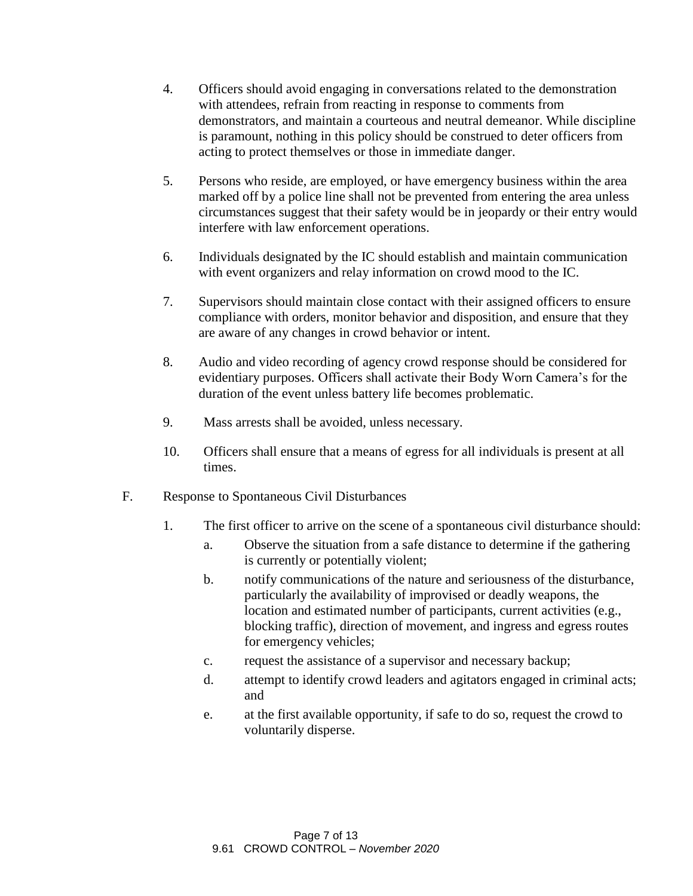4. Officers should avoid engaging in conversations related to the demonstration with attendees, refrain from reacting in response to comments from demonstrators, and maintain a courteous and neutral demeanor. While discipline is paramount, nothing in this policy should be construed to deter officers from acting to protect themselves or those in immediate danger.

5. Persons who reside, are employed, or have emergency business within the area marked off by a police line shall not be prevented from entering the area unless circumstances suggest that their safety would be in jeopardy or their entry would interfere with law enforcement operations.

6. Individuals designated by the IC should establish and maintain communication with event organizers and relay information on crowd mood to the IC.

7. Supervisors should maintain close contact with their assigned officers to ensure compliance with orders, monitor behavior and disposition, and ensure that they are aware of any changes in crowd behavior or intent.

8. Audio and video recording of agency crowd response should be considered for evidentiary purposes. Officers shall activate their Body Worn Camera's for the duration of the event unless battery life becomes problematic.

9. Mass arrests shall be avoided, unless necessary.

10. Officers shall ensure that a means of egress for all individuals is present at all times.

F. Response to Spontaneous Civil Disturbances

1. The first officer to arrive on the scene of a spontaneous civil disturbance should:
   a. Observe the situation from a safe distance to determine if the gathering is currently or potentially violent;
   b. notify communications of the nature and seriousness of the disturbance, particularly the availability of improvised or deadly weapons, the location and estimated number of participants, current activities (e.g., blocking traffic), direction of movement, and ingress and egress routes for emergency vehicles;
   c. request the assistance of a supervisor and necessary backup;
   d. attempt to identify crowd leaders and agitators engaged in criminal acts; and
   e. at the first available opportunity, if safe to do so, request the crowd to voluntarily disperse.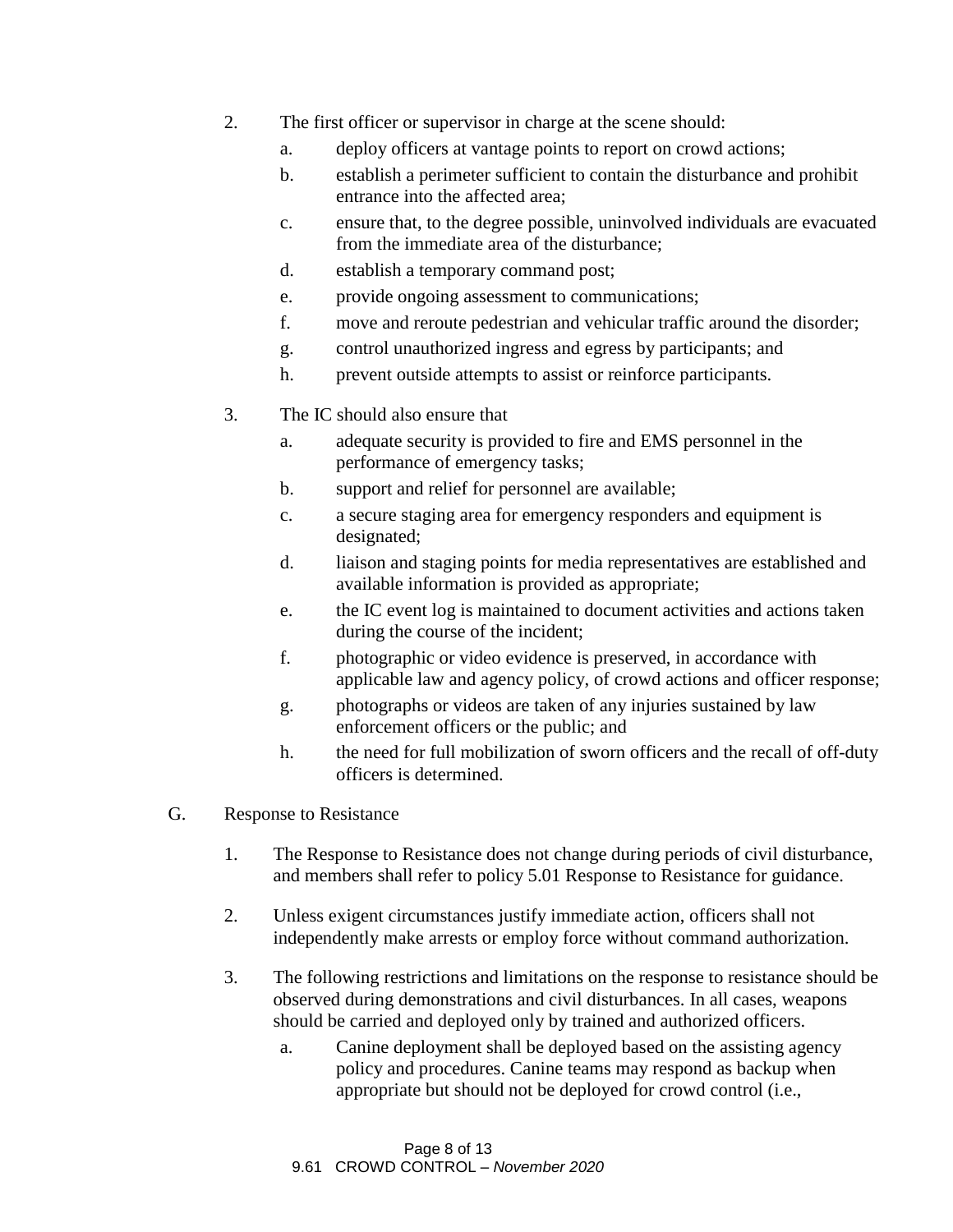2. The first officer or supervisor in charge at the scene should:
   a. deploy officers at vantage points to report on crowd actions;
   b. establish a perimeter sufficient to contain the disturbance and prohibit entrance into the affected area;
   c. ensure that, to the degree possible, uninvolved individuals are evacuated from the immediate area of the disturbance;
   d. establish a temporary command post;
   e. provide ongoing assessment to communications;
   f. move and reroute pedestrian and vehicular traffic around the disorder;
   g. control unauthorized ingress and egress by participants; and
   h. prevent outside attempts to assist or reinforce participants.

3. The IC should also ensure that
   a. adequate security is provided to fire and EMS personnel in the performance of emergency tasks;
   b. support and relief for personnel are available;
   c. a secure staging area for emergency responders and equipment is designated;
   d. liaison and staging points for media representatives are established and available information is provided as appropriate;
   e. the IC event log is maintained to document activities and actions taken during the course of the incident;
   f. photographic or video evidence is preserved, in accordance with applicable law and agency policy, of crowd actions and officer response;
   g. photographs or videos are taken of any injuries sustained by law enforcement officers or the public; and
   h. the need for full mobilization of sworn officers and the recall of off-duty officers is determined.

G. Response to Resistance

1. The Response to Resistance does not change during periods of civil disturbance, and members shall refer to policy 5.01 Response to Resistance for guidance.

2. Unless exigent circumstances justify immediate action, officers shall not independently make arrests or employ force without command authorization.

3. The following restrictions and limitations on the response to resistance should be observed during demonstrations and civil disturbances. In all cases, weapons should be carried and deployed only by trained and authorized officers.
   a. Canine deployment shall be deployed based on the assisting agency policy and procedures. Canine teams may respond as backup when appropriate but should not be deployed for crowd control (i.e.,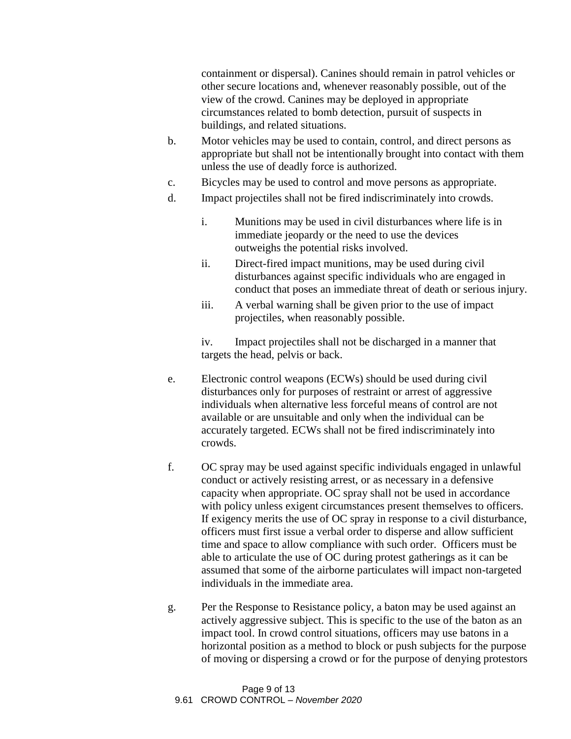containment or dispersal). Canines should remain in patrol vehicles or other secure locations and, whenever reasonably possible, out of the view of the crowd. Canines may be deployed in appropriate circumstances related to bomb detection, pursuit of suspects in buildings, and related situations.

b. Motor vehicles may be used to contain, control, and direct persons as appropriate but shall not be intentionally brought into contact with them unless the use of deadly force is authorized.

c. Bicycles may be used to control and move persons as appropriate.

d. Impact projectiles shall not be fired indiscriminately into crowds.

   i. Munitions may be used in civil disturbances where life is in immediate jeopardy or the need to use the devices outweighs the potential risks involved.

   ii. Direct-fired impact munitions, may be used during civil disturbances against specific individuals who are engaged in conduct that poses an immediate threat of death or serious injury.

   iii. A verbal warning shall be given prior to the use of impact projectiles, when reasonably possible.

   iv. Impact projectiles shall not be discharged in a manner that targets the head, pelvis or back.

e. Electronic control weapons (ECWs) should be used during civil disturbances only for purposes of restraint or arrest of aggressive individuals when alternative less forceful means of control are not available or are unsuitable and only when the individual can be accurately targeted. ECWs shall not be fired indiscriminately into crowds.

f. OC spray may be used against specific individuals engaged in unlawful conduct or actively resisting arrest, or as necessary in a defensive capacity when appropriate. OC spray shall not be used in accordance with policy unless exigent circumstances present themselves to officers. If exigency merits the use of OC spray in response to a civil disturbance, officers must first issue a verbal order to disperse and allow sufficient time and space to allow compliance with such order. Officers must be able to articulate the use of OC during protest gatherings as it can be assumed that some of the airborne particulates will impact non-targeted individuals in the immediate area.

g. Per the Response to Resistance policy, a baton may be used against an actively aggressive subject. This is specific to the use of the baton as an impact tool. In crowd control situations, officers may use batons in a horizontal position as a method to block or push subjects for the purpose of moving or dispersing a crowd or for the purpose of denying protestors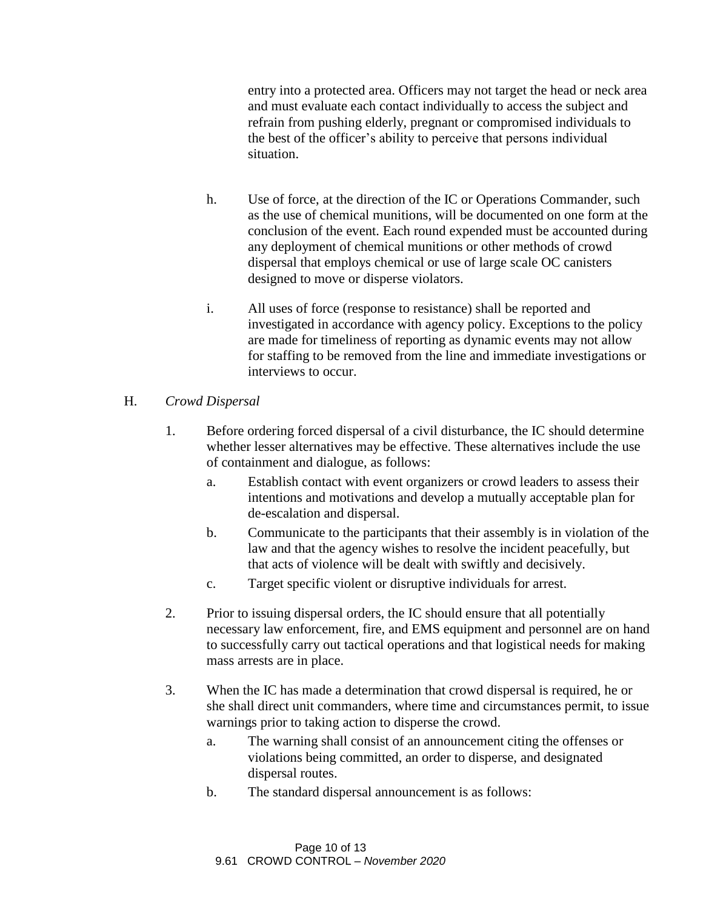entry into a protected area. Officers may not target the head or neck area and must evaluate each contact individually to access the subject and refrain from pushing elderly, pregnant or compromised individuals to the best of the officer's ability to perceive that persons individual situation.

h. Use of force, at the direction of the IC or Operations Commander, such as the use of chemical munitions, will be documented on one form at the conclusion of the event. Each round expended must be accounted during any deployment of chemical munitions or other methods of crowd dispersal that employs chemical or use of large scale OC canisters designed to move or disperse violators.

i. All uses of force (response to resistance) shall be reported and investigated in accordance with agency policy. Exceptions to the policy are made for timeliness of reporting as dynamic events may not allow for staffing to be removed from the line and immediate investigations or interviews to occur.

H. *Crowd Dispersal*

1. Before ordering forced dispersal of a civil disturbance, the IC should determine whether lesser alternatives may be effective. These alternatives include the use of containment and dialogue, as follows:
   a. Establish contact with event organizers or crowd leaders to assess their intentions and motivations and develop a mutually acceptable plan for de-escalation and dispersal.
   b. Communicate to the participants that their assembly is in violation of the law and that the agency wishes to resolve the incident peacefully, but that acts of violence will be dealt with swiftly and decisively.
   c. Target specific violent or disruptive individuals for arrest.

2. Prior to issuing dispersal orders, the IC should ensure that all potentially necessary law enforcement, fire, and EMS equipment and personnel are on hand to successfully carry out tactical operations and that logistical needs for making mass arrests are in place.

3. When the IC has made a determination that crowd dispersal is required, he or she shall direct unit commanders, where time and circumstances permit, to issue warnings prior to taking action to disperse the crowd.
   a. The warning shall consist of an announcement citing the offenses or violations being committed, an order to disperse, and designated dispersal routes.
   b. The standard dispersal announcement is as follows: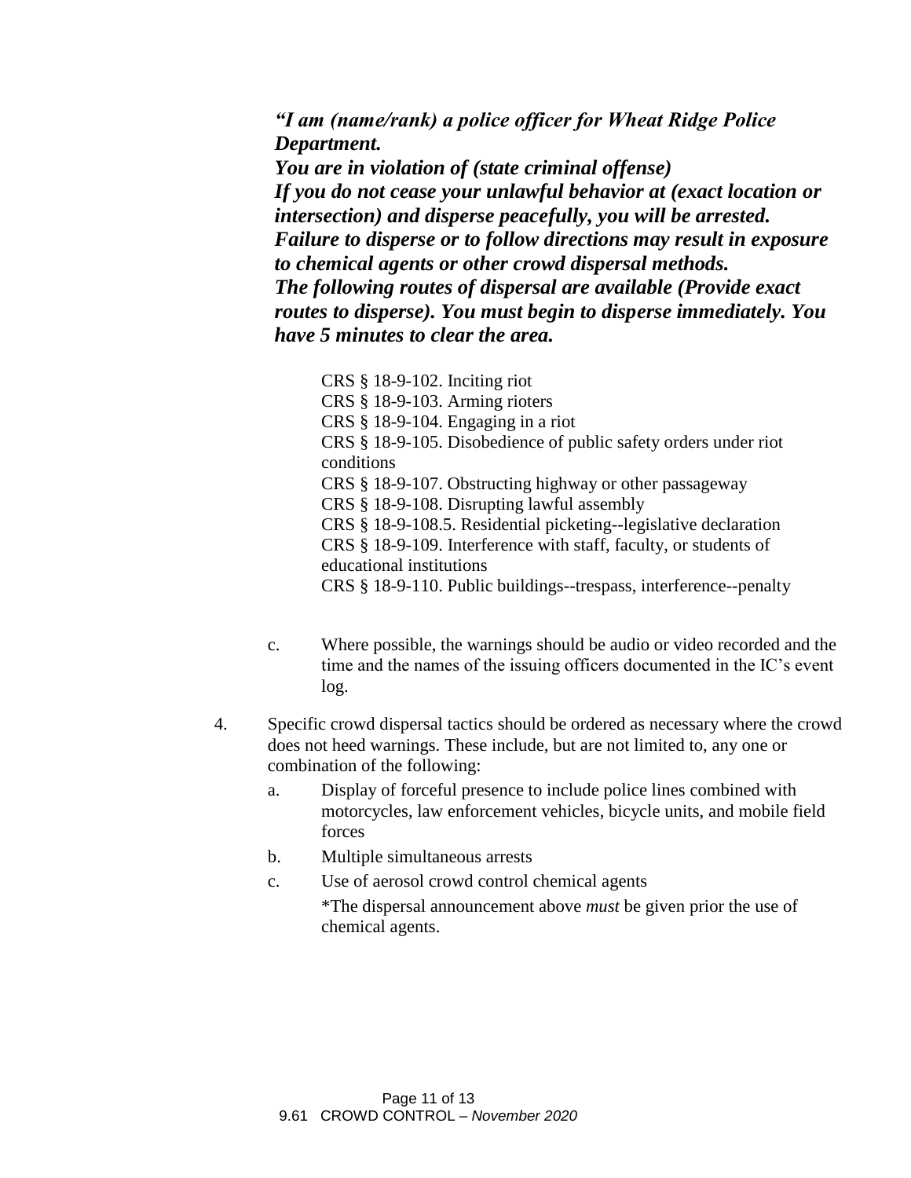***"I am (name/rank) a police officer for Wheat Ridge Police Department.***
***You are in violation of (state criminal offense)***
***If you do not cease your unlawful behavior at (exact location or intersection) and disperse peacefully, you will be arrested.***
***Failure to disperse or to follow directions may result in exposure to chemical agents or other crowd dispersal methods.***
***The following routes of dispersal are available (Provide exact routes to disperse). You must begin to disperse immediately. You have 5 minutes to clear the area.***

CRS § 18-9-102. Inciting riot
CRS § 18-9-103. Arming rioters
CRS § 18-9-104. Engaging in a riot
CRS § 18-9-105. Disobedience of public safety orders under riot conditions
CRS § 18-9-107. Obstructing highway or other passageway
CRS § 18-9-108. Disrupting lawful assembly
CRS § 18-9-108.5. Residential picketing--legislative declaration
CRS § 18-9-109. Interference with staff, faculty, or students of educational institutions
CRS § 18-9-110. Public buildings--trespass, interference--penalty

c. Where possible, the warnings should be audio or video recorded and the time and the names of the issuing officers documented in the IC's event log.

4. Specific crowd dispersal tactics should be ordered as necessary where the crowd does not heed warnings. These include, but are not limited to, any one or combination of the following:
   a. Display of forceful presence to include police lines combined with motorcycles, law enforcement vehicles, bicycle units, and mobile field forces
   b. Multiple simultaneous arrests
   c. Use of aerosol crowd control chemical agents

      *The dispersal announcement above *must* be given prior the use of chemical agents.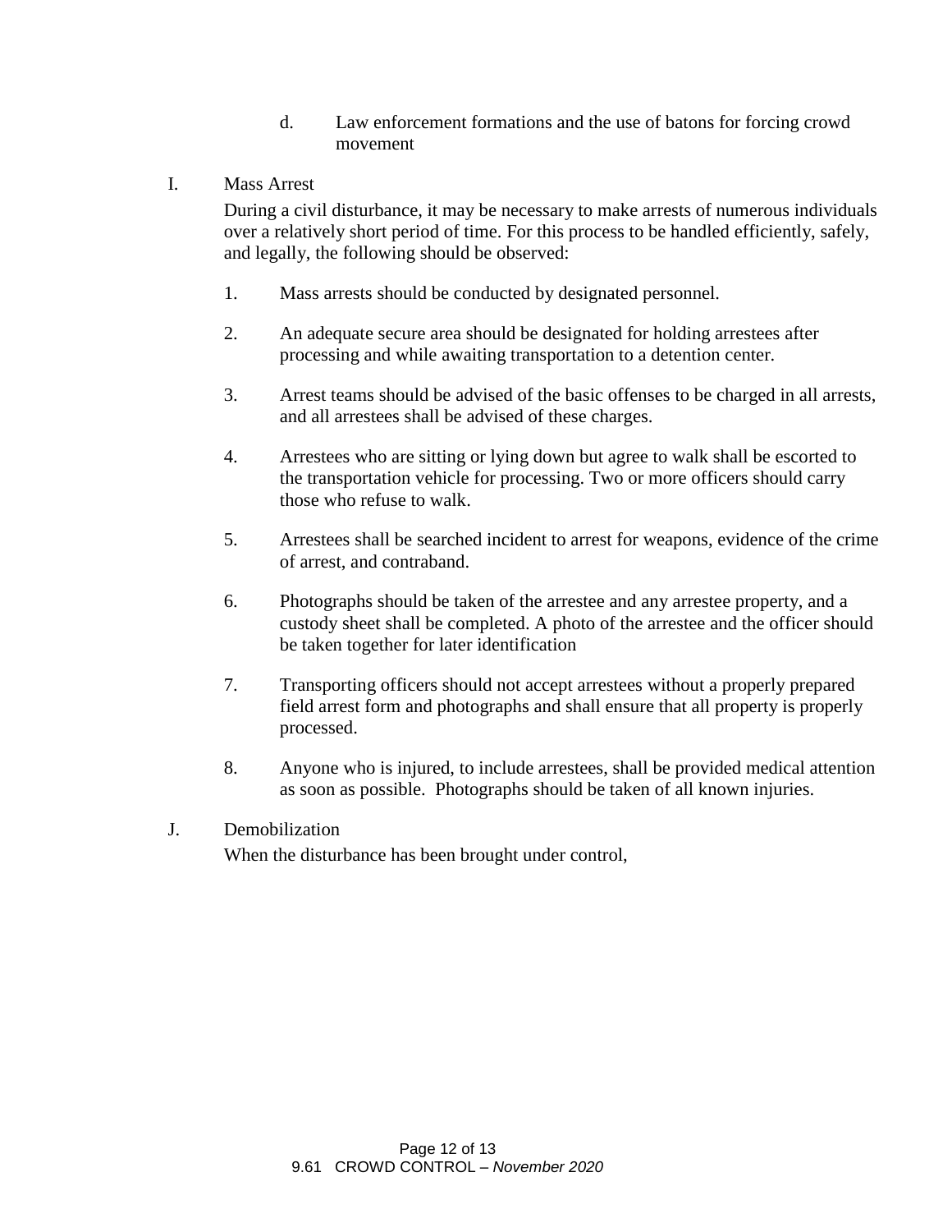d. Law enforcement formations and the use of batons for forcing crowd movement

I. Mass Arrest

During a civil disturbance, it may be necessary to make arrests of numerous individuals over a relatively short period of time. For this process to be handled efficiently, safely, and legally, the following should be observed:

1. Mass arrests should be conducted by designated personnel.

2. An adequate secure area should be designated for holding arrestees after processing and while awaiting transportation to a detention center.

3. Arrest teams should be advised of the basic offenses to be charged in all arrests, and all arrestees shall be advised of these charges.

4. Arrestees who are sitting or lying down but agree to walk shall be escorted to the transportation vehicle for processing. Two or more officers should carry those who refuse to walk.

5. Arrestees shall be searched incident to arrest for weapons, evidence of the crime of arrest, and contraband.

6. Photographs should be taken of the arrestee and any arrestee property, and a custody sheet shall be completed. A photo of the arrestee and the officer should be taken together for later identification

7. Transporting officers should not accept arrestees without a properly prepared field arrest form and photographs and shall ensure that all property is properly processed.

8. Anyone who is injured, to include arrestees, shall be provided medical attention as soon as possible. Photographs should be taken of all known injuries.

J. Demobilization

When the disturbance has been brought under control,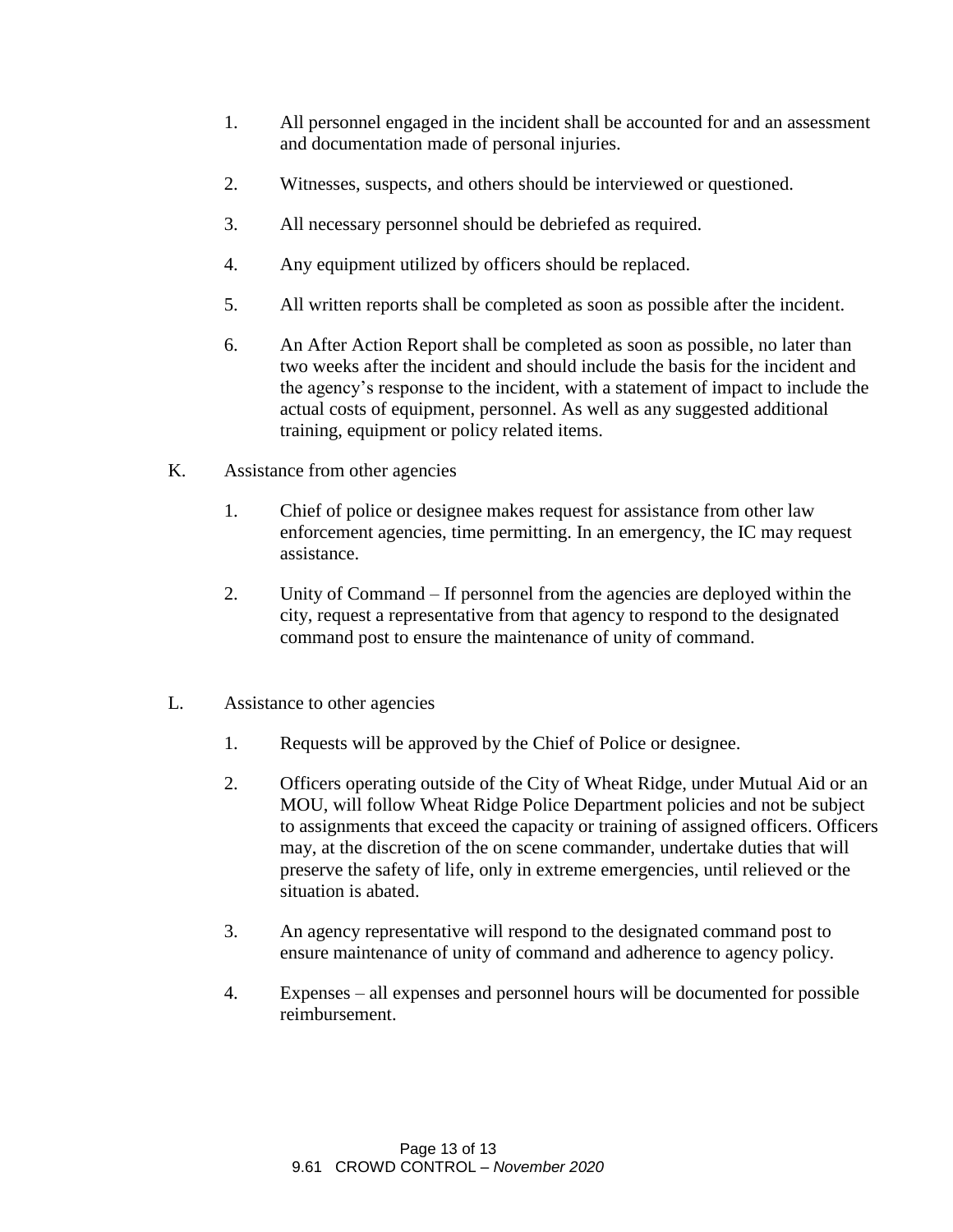1. All personnel engaged in the incident shall be accounted for and an assessment and documentation made of personal injuries.

2. Witnesses, suspects, and others should be interviewed or questioned.

3. All necessary personnel should be debriefed as required.

4. Any equipment utilized by officers should be replaced.

5. All written reports shall be completed as soon as possible after the incident.

6. An After Action Report shall be completed as soon as possible, no later than two weeks after the incident and should include the basis for the incident and the agency's response to the incident, with a statement of impact to include the actual costs of equipment, personnel. As well as any suggested additional training, equipment or policy related items.

K. Assistance from other agencies

   1. Chief of police or designee makes request for assistance from other law enforcement agencies, time permitting. In an emergency, the IC may request assistance.

   2. Unity of Command – If personnel from the agencies are deployed within the city, request a representative from that agency to respond to the designated command post to ensure the maintenance of unity of command.

L. Assistance to other agencies

   1. Requests will be approved by the Chief of Police or designee.

   2. Officers operating outside of the City of Wheat Ridge, under Mutual Aid or an MOU, will follow Wheat Ridge Police Department policies and not be subject to assignments that exceed the capacity or training of assigned officers. Officers may, at the discretion of the on scene commander, undertake duties that will preserve the safety of life, only in extreme emergencies, until relieved or the situation is abated.

   3. An agency representative will respond to the designated command post to ensure maintenance of unity of command and adherence to agency policy.

   4. Expenses – all expenses and personnel hours will be documented for possible reimbursement.